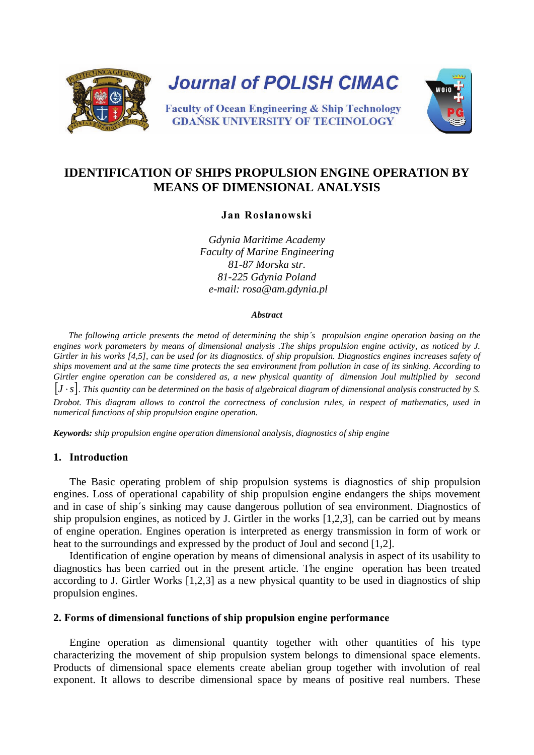Journal of POLISH CIMAC

Faculty of Ocean Engineering & Ship Technology
GDAŃSK UNIVERSITY OF TECHNOLOGY

# IDENTIFICATION OF SHIPS PROPULSION ENGINE OPERATION BY MEANS OF DIMENSIONAL ANALYSIS

**Jan Rosłanowski**

*Gdynia Maritime Academy*
*Faculty of Marine Engineering*
*81-87 Morska str.*
*81-225 Gdynia Poland*
*e-mail: rosa@am.gdynia.pl*

***Abstract***

*The following article presents the metod of determining the ship´s propulsion engine operation basing on the engines work parameters by means of dimensional analysis .The ships propulsion engine activity, as noticed by J. Girtler in his works [4,5], can be used for its diagnostics. of ship propulsion. Diagnostics engines increases safety of ships movement and at the same time protects the sea environment from pollution in case of its sinking. According to Girtler engine operation can be considered as, a new physical quantity of dimension Joul multiplied by second* $\left[J \cdot s\right]$*. This quantity can be determined on the basis of algebraical diagram of dimensional analysis constructed by S. Drobot. This diagram allows to control the correctness of conclusion rules, in respect of mathematics, used in numerical functions of ship propulsion engine operation.*

***Keywords:*** *ship propulsion engine operation dimensional analysis, diagnostics of ship engine*

## 1. Introduction

The Basic operating problem of ship propulsion systems is diagnostics of ship propulsion engines. Loss of operational capability of ship propulsion engine endangers the ships movement and in case of ship´s sinking may cause dangerous pollution of sea environment. Diagnostics of ship propulsion engines, as noticed by J. Girtler in the works [1,2,3], can be carried out by means of engine operation. Engines operation is interpreted as energy transmission in form of work or heat to the surroundings and expressed by the product of Joul and second [1,2].

Identification of engine operation by means of dimensional analysis in aspect of its usability to diagnostics has been carried out in the present article. The engine operation has been treated according to J. Girtler Works [1,2,3] as a new physical quantity to be used in diagnostics of ship propulsion engines.

## 2. Forms of dimensional functions of ship propulsion engine performance

Engine operation as dimensional quantity together with other quantities of his type characterizing the movement of ship propulsion system belongs to dimensional space elements. Products of dimensional space elements create abelian group together with involution of real exponent. It allows to describe dimensional space by means of positive real numbers. These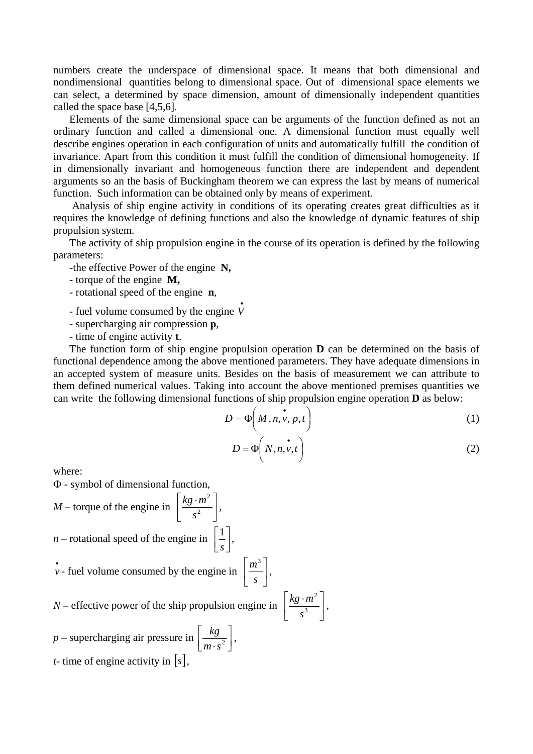numbers create the underspace of dimensional space. It means that both dimensional and nondimensional quantities belong to dimensional space. Out of dimensional space elements we can select, a determined by space dimension, amount of dimensionally independent quantities called the space base [4,5,6].

Elements of the same dimensional space can be arguments of the function defined as not an ordinary function and called a dimensional one. A dimensional function must equally well describe engines operation in each configuration of units and automatically fulfill the condition of invariance. Apart from this condition it must fulfill the condition of dimensional homogeneity. If in dimensionally invariant and homogeneous function there are independent and dependent arguments so an the basis of Buckingham theorem we can express the last by means of numerical function. Such information can be obtained only by means of experiment.

Analysis of ship engine activity in conditions of its operating creates great difficulties as it requires the knowledge of defining functions and also the knowledge of dynamic features of ship propulsion system.

The activity of ship propulsion engine in the course of its operation is defined by the following parameters:

-the effective Power of the engine **N,**

- torque of the engine **M,**

- rotational speed of the engine **n**,

- fuel volume consumed by the engine $\dot{V}$

- supercharging air compression **p**,

- time of engine activity **t**.

The function form of ship engine propulsion operation **D** can be determined on the basis of functional dependence among the above mentioned parameters. They have adequate dimensions in an accepted system of measure units. Besides on the basis of measurement we can attribute to them defined numerical values. Taking into account the above mentioned premises quantities we can write the following dimensional functions of ship propulsion engine operation **D** as below:

$$D = \Phi\left(M, n, \dot{v}, p, t\right) \tag{1}$$

$$D = \Phi\left(N, n, \dot{v}, t\right) \tag{2}$$

where:

$\Phi$ - symbol of dimensional function,

*M* – torque of the engine in $\left[\frac{kg \cdot m^2}{s^2}\right]$,

*n* – rotational speed of the engine in $\left[\frac{1}{s}\right]$,

$\dot{v}$ - fuel volume consumed by the engine in $\left[\frac{m^3}{s}\right]$,

*N* – effective power of the ship propulsion engine in $\left[\frac{kg \cdot m^2}{s^3}\right]$,

*p* – supercharging air pressure in $\left[\frac{kg}{m \cdot s^2}\right]$,

*t*- time of engine activity in $[s]$,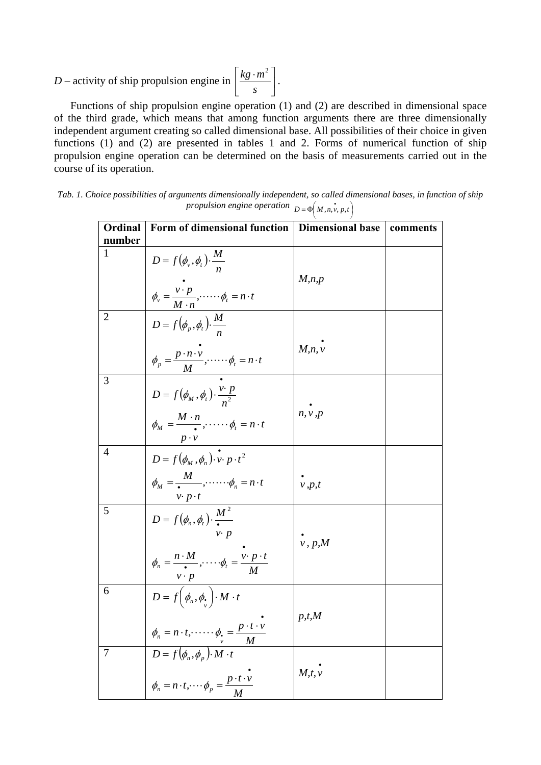$D$ – activity of ship propulsion engine in $\left[\frac{kg \cdot m^2}{s}\right]$.

Functions of ship propulsion engine operation (1) and (2) are described in dimensional space of the third grade, which means that among function arguments there are three dimensionally independent argument creating so called dimensional base. All possibilities of their choice in given functions (1) and (2) are presented in tables 1 and 2. Forms of numerical function of ship propulsion engine operation can be determined on the basis of measurements carried out in the course of its operation.

*Tab. 1. Choice possibilities of arguments dimensionally independent, so called dimensional bases, in function of ship propulsion engine operation* $D = \Phi\left(M, n, \dot{v}, p, t\right)$

| Ordinal number | Form of dimensional function | Dimensional base | comments |
|---|---|---|---|
| 1 | $D = f\left(\phi_v, \phi_t\right) \cdot \frac{M}{n}$ <br> $\phi_v = \frac{\dot{v} \cdot p}{M \cdot n}, \cdots\cdots \phi_t = n \cdot t$ | $M,n,p$ | |
| 2 | $D = f\left(\phi_p, \phi_t\right) \cdot \frac{M}{n}$ <br> $\phi_p = \frac{p \cdot n \cdot \dot{v}}{M}, \cdots\cdots \phi_t = n \cdot t$ | $M,n,\dot{v}$ | |
| 3 | $D = f\left(\phi_M, \phi_t\right) \cdot \frac{\dot{v} \cdot p}{n^2}$ <br> $\phi_M = \frac{M \cdot n}{p \cdot \dot{v}}, \cdots\cdots \phi_t = n \cdot t$ | $n,\dot{v},p$ | |
| 4 | $D = f\left(\phi_M, \phi_n\right) \cdot \dot{v} \cdot p \cdot t^2$ <br> $\phi_M = \frac{M}{\dot{v} \cdot p \cdot t}, \cdots\cdots \phi_n = n \cdot t$ | $\dot{v},p,t$ | |
| 5 | $D = f\left(\phi_n, \phi_t\right) \cdot \frac{M^2}{\dot{v} \cdot p}$ <br> $\phi_n = \frac{n \cdot M}{\dot{v} \cdot p}, \cdots\cdots \phi_t = \frac{\dot{v} \cdot p \cdot t}{M}$ | $\dot{v},p,M$ | |
| 6 | $D = f\left(\phi_n, \phi_{\dot{v}}\right) \cdot M \cdot t$ <br> $\phi_n = n \cdot t, \cdots\cdots \phi_{\dot{v}} = \frac{p \cdot t \cdot \dot{v}}{M}$ | $p,t,M$ | |
| 7 | $D = f\left(\phi_n, \phi_p\right) \cdot M \cdot t$ <br> $\phi_n = n \cdot t, \cdots \phi_p = \frac{p \cdot t \cdot \dot{v}}{M}$ | $M,t,\dot{v}$ | |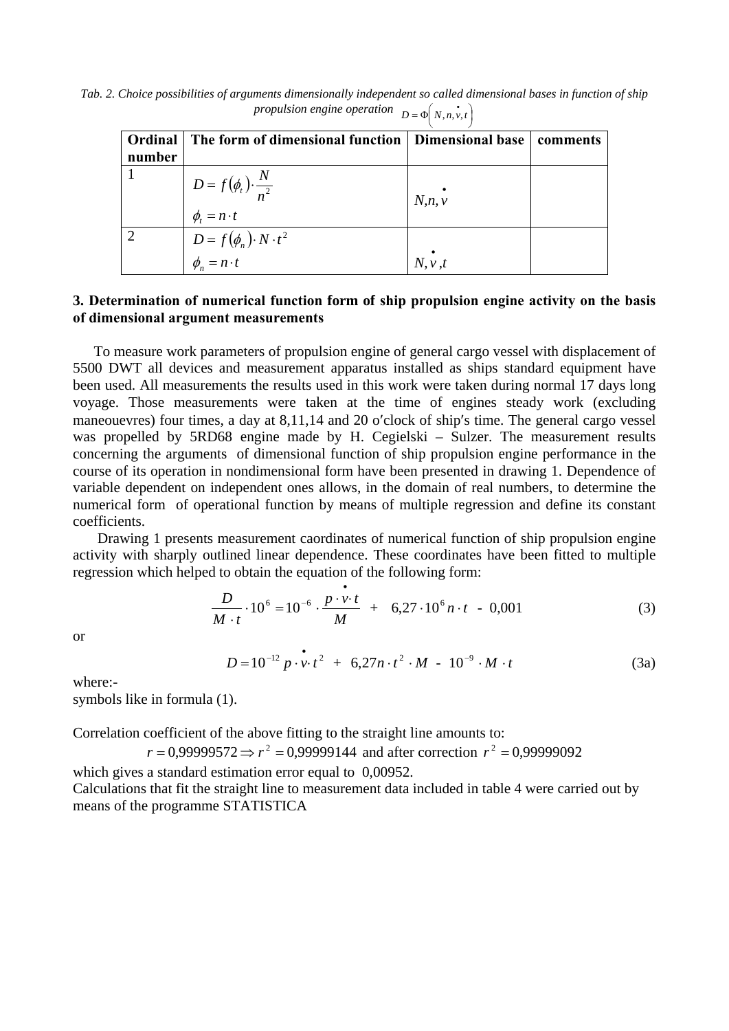*Tab. 2. Choice possibilities of arguments dimensionally independent so called dimensional bases in function of ship propulsion engine operation* $D = \Phi\left(N, n, \dot{v}, t\right)$

| Ordinal number | The form of dimensional function | Dimensional base | comments |
|---|---|---|---|
| 1 | $D = f\left(\phi_t\right) \cdot \frac{N}{n^2}$<br>$\phi_t = n \cdot t$ | $N, n, \dot{v}$ | |
| 2 | $D = f\left(\phi_n\right) \cdot N \cdot t^2$<br>$\phi_n = n \cdot t$ | $N, \dot{v}, t$ | |

### 3. Determination of numerical function form of ship propulsion engine activity on the basis of dimensional argument measurements

To measure work parameters of propulsion engine of general cargo vessel with displacement of 5500 DWT all devices and measurement apparatus installed as ships standard equipment have been used. All measurements the results used in this work were taken during normal 17 days long voyage. Those measurements were taken at the time of engines steady work (excluding maneouevres) four times, a day at 8,11,14 and 20 o′clock of ship′s time. The general cargo vessel was propelled by 5RD68 engine made by H. Cegielski – Sulzer. The measurement results concerning the arguments of dimensional function of ship propulsion engine performance in the course of its operation in nondimensional form have been presented in drawing 1. Dependence of variable dependent on independent ones allows, in the domain of real numbers, to determine the numerical form of operational function by means of multiple regression and define its constant coefficients.

Drawing 1 presents measurement caordinates of numerical function of ship propulsion engine activity with sharply outlined linear dependence. These coordinates have been fitted to multiple regression which helped to obtain the equation of the following form:

$$\frac{D}{M \cdot t} \cdot 10^{6} = 10^{-6} \cdot \frac{p \cdot \dot{v} \cdot t}{M} + 6{,}27 \cdot 10^{6} n \cdot t - 0{,}001 \tag{3}$$

or

$$D = 10^{-12}\, p \cdot \dot{v} \cdot t^{2} + 6{,}27 n \cdot t^{2} \cdot M - 10^{-9} \cdot M \cdot t \tag{3a}$$

where:-
symbols like in formula (1).

Correlation coefficient of the above fitting to the straight line amounts to:

$$r = 0{,}99999572 \Rightarrow r^2 = 0{,}99999144 \text{ and after correction } r^2 = 0{,}99999092$$

which gives a standard estimation error equal to 0,00952.
Calculations that fit the straight line to measurement data included in table 4 were carried out by means of the programme STATISTICA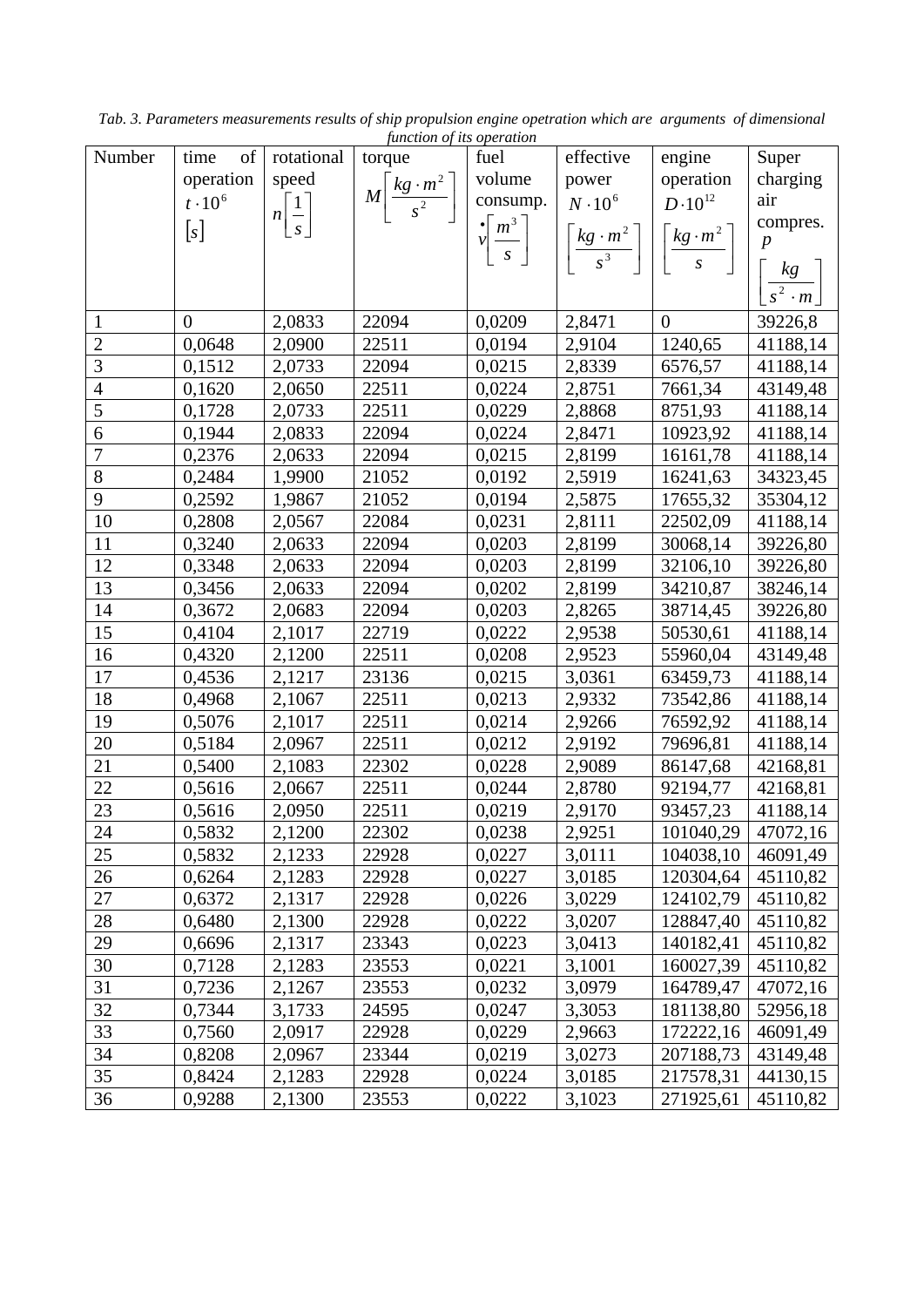*Tab. 3. Parameters measurements results of ship propulsion engine opetration which are arguments of dimensional function of its operation*

| Number | time of operation $t \cdot 10^6$ $[s]$ | rotational speed $n\left[\frac{1}{s}\right]$ | torque $M\left[\frac{kg \cdot m^2}{s^2}\right]$ | fuel volume consump. $\dot{v}\left[\frac{m^3}{s}\right]$ | effective power $N \cdot 10^6$ $\left[\frac{kg \cdot m^2}{s^3}\right]$ | engine operation $D \cdot 10^{12}$ $\left[\frac{kg \cdot m^2}{s}\right]$ | Super charging air compres. $p$ $\left[\frac{kg}{s^2 \cdot m}\right]$ |
|---|---|---|---|---|---|---|---|
| 1 | 0 | 2,0833 | 22094 | 0,0209 | 2,8471 | 0 | 39226,8 |
| 2 | 0,0648 | 2,0900 | 22511 | 0,0194 | 2,9104 | 1240,65 | 41188,14 |
| 3 | 0,1512 | 2,0733 | 22094 | 0,0215 | 2,8339 | 6576,57 | 41188,14 |
| 4 | 0,1620 | 2,0650 | 22511 | 0,0224 | 2,8751 | 7661,34 | 43149,48 |
| 5 | 0,1728 | 2,0733 | 22511 | 0,0229 | 2,8868 | 8751,93 | 41188,14 |
| 6 | 0,1944 | 2,0833 | 22094 | 0,0224 | 2,8471 | 10923,92 | 41188,14 |
| 7 | 0,2376 | 2,0633 | 22094 | 0,0215 | 2,8199 | 16161,78 | 41188,14 |
| 8 | 0,2484 | 1,9900 | 21052 | 0,0192 | 2,5919 | 16241,63 | 34323,45 |
| 9 | 0,2592 | 1,9867 | 21052 | 0,0194 | 2,5875 | 17655,32 | 35304,12 |
| 10 | 0,2808 | 2,0567 | 22084 | 0,0231 | 2,8111 | 22502,09 | 41188,14 |
| 11 | 0,3240 | 2,0633 | 22094 | 0,0203 | 2,8199 | 30068,14 | 39226,80 |
| 12 | 0,3348 | 2,0633 | 22094 | 0,0203 | 2,8199 | 32106,10 | 39226,80 |
| 13 | 0,3456 | 2,0633 | 22094 | 0,0202 | 2,8199 | 34210,87 | 38246,14 |
| 14 | 0,3672 | 2,0683 | 22094 | 0,0203 | 2,8265 | 38714,45 | 39226,80 |
| 15 | 0,4104 | 2,1017 | 22719 | 0,0222 | 2,9538 | 50530,61 | 41188,14 |
| 16 | 0,4320 | 2,1200 | 22511 | 0,0208 | 2,9523 | 55960,04 | 43149,48 |
| 17 | 0,4536 | 2,1217 | 23136 | 0,0215 | 3,0361 | 63459,73 | 41188,14 |
| 18 | 0,4968 | 2,1067 | 22511 | 0,0213 | 2,9332 | 73542,86 | 41188,14 |
| 19 | 0,5076 | 2,1017 | 22511 | 0,0214 | 2,9266 | 76592,92 | 41188,14 |
| 20 | 0,5184 | 2,0967 | 22511 | 0,0212 | 2,9192 | 79696,81 | 41188,14 |
| 21 | 0,5400 | 2,1083 | 22302 | 0,0228 | 2,9089 | 86147,68 | 42168,81 |
| 22 | 0,5616 | 2,0667 | 22511 | 0,0244 | 2,8780 | 92194,77 | 42168,81 |
| 23 | 0,5616 | 2,0950 | 22511 | 0,0219 | 2,9170 | 93457,23 | 41188,14 |
| 24 | 0,5832 | 2,1200 | 22302 | 0,0238 | 2,9251 | 101040,29 | 47072,16 |
| 25 | 0,5832 | 2,1233 | 22928 | 0,0227 | 3,0111 | 104038,10 | 46091,49 |
| 26 | 0,6264 | 2,1283 | 22928 | 0,0227 | 3,0185 | 120304,64 | 45110,82 |
| 27 | 0,6372 | 2,1317 | 22928 | 0,0226 | 3,0229 | 124102,79 | 45110,82 |
| 28 | 0,6480 | 2,1300 | 22928 | 0,0222 | 3,0207 | 128847,40 | 45110,82 |
| 29 | 0,6696 | 2,1317 | 23343 | 0,0223 | 3,0413 | 140182,41 | 45110,82 |
| 30 | 0,7128 | 2,1283 | 23553 | 0,0221 | 3,1001 | 160027,39 | 45110,82 |
| 31 | 0,7236 | 2,1267 | 23553 | 0,0232 | 3,0979 | 164789,47 | 47072,16 |
| 32 | 0,7344 | 3,1733 | 24595 | 0,0247 | 3,3053 | 181138,80 | 52956,18 |
| 33 | 0,7560 | 2,0917 | 22928 | 0,0229 | 2,9663 | 172222,16 | 46091,49 |
| 34 | 0,8208 | 2,0967 | 23344 | 0,0219 | 3,0273 | 207188,73 | 43149,48 |
| 35 | 0,8424 | 2,1283 | 22928 | 0,0224 | 3,0185 | 217578,31 | 44130,15 |
| 36 | 0,9288 | 2,1300 | 23553 | 0,0222 | 3,1023 | 271925,61 | 45110,82 |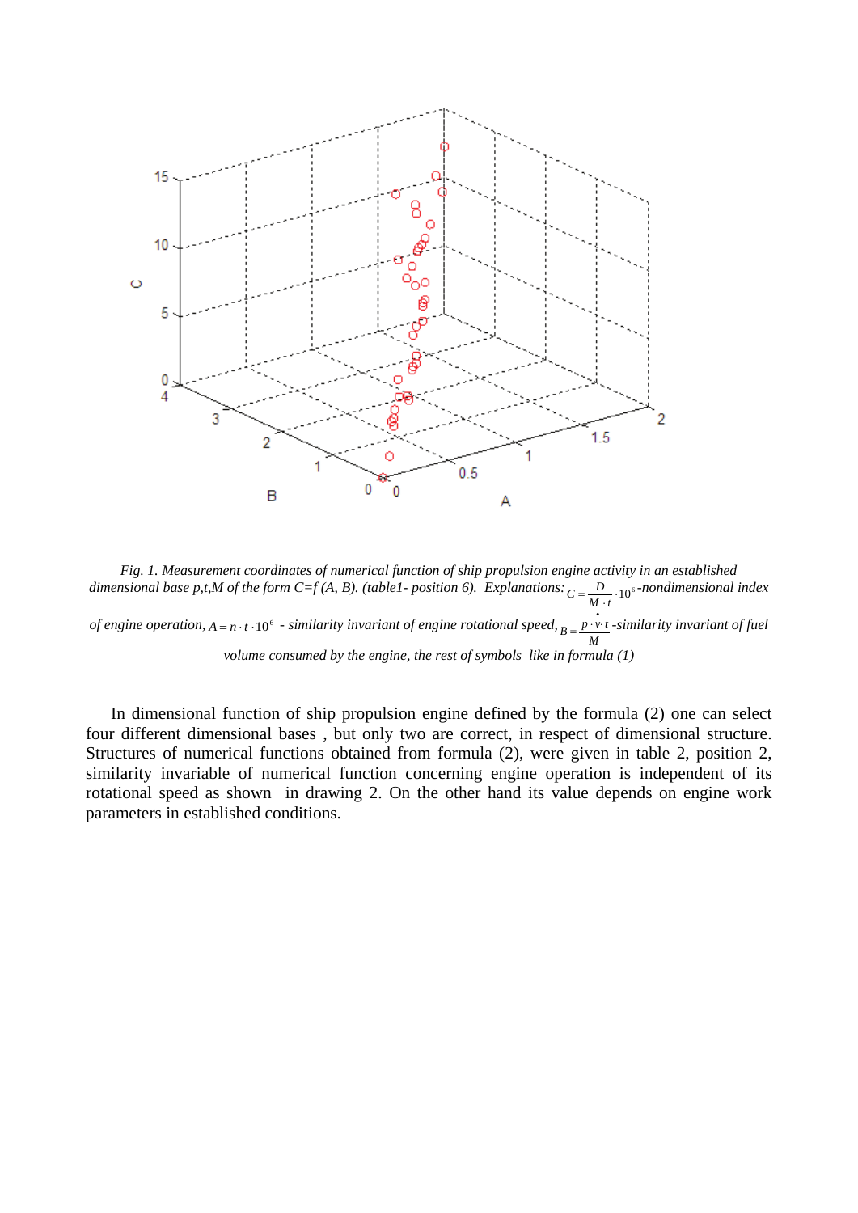*Fig. 1. Measurement coordinates of numerical function of ship propulsion engine activity in an established dimensional base p,t,M of the form C=f (A, B). (table1- position 6). Explanations:* $C = \frac{D}{M \cdot t} \cdot 10^{6}$ *-nondimensional index of engine operation,* $A = n \cdot t \cdot 10^{6}$ *- similarity invariant of engine rotational speed,* $B = \frac{p \cdot \dot{v} \cdot t}{M}$ *-similarity invariant of fuel volume consumed by the engine, the rest of symbols like in formula (1)*

In dimensional function of ship propulsion engine defined by the formula (2) one can select four different dimensional bases , but only two are correct, in respect of dimensional structure. Structures of numerical functions obtained from formula (2), were given in table 2, position 2, similarity invariable of numerical function concerning engine operation is independent of its rotational speed as shown in drawing 2. On the other hand its value depends on engine work parameters in established conditions.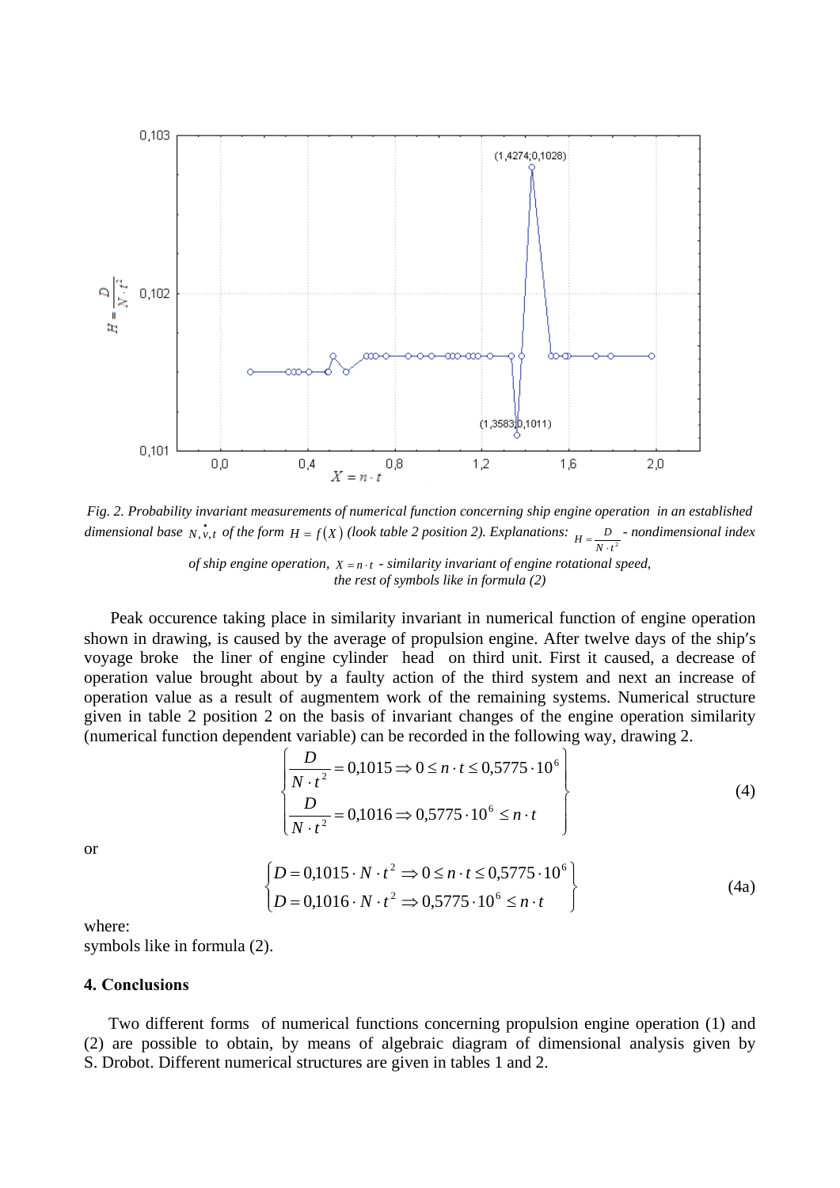*Fig. 2. Probability invariant measurements of numerical function concerning ship engine operation in an established dimensional base $N, \dot{v}, t$ of the form $H = f(X)$ (look table 2 position 2). Explanations: $H = \frac{D}{N \cdot t^2}$ - nondimensional index of ship engine operation, $X = n \cdot t$ - similarity invariant of engine rotational speed, the rest of symbols like in formula (2)*

Peak occurence taking place in similarity invariant in numerical function of engine operation shown in drawing, is caused by the average of propulsion engine. After twelve days of the ship's voyage broke the liner of engine cylinder head on third unit. First it caused, a decrease of operation value brought about by a faulty action of the third system and next an increase of operation value as a result of augmentem work of the remaining systems. Numerical structure given in table 2 position 2 on the basis of invariant changes of the engine operation similarity (numerical function dependent variable) can be recorded in the following way, drawing 2.

$$
\left\{
\begin{aligned}
&\frac{D}{N \cdot t^2} = 0{,}1015 \Rightarrow 0 \le n \cdot t \le 0{,}5775 \cdot 10^6 \\
&\frac{D}{N \cdot t^2} = 0{,}1016 \Rightarrow 0{,}5775 \cdot 10^6 \le n \cdot t
\end{aligned}
\right\}
\tag{4}
$$

or

$$
\left\{
\begin{aligned}
&D = 0{,}1015 \cdot N \cdot t^2 \Rightarrow 0 \le n \cdot t \le 0{,}5775 \cdot 10^6 \\
&D = 0{,}1016 \cdot N \cdot t^2 \Rightarrow 0{,}5775 \cdot 10^6 \le n \cdot t
\end{aligned}
\right\}
\tag{4a}
$$

where:
symbols like in formula (2).

## 4. Conclusions

Two different forms of numerical functions concerning propulsion engine operation (1) and (2) are possible to obtain, by means of algebraic diagram of dimensional analysis given by S. Drobot. Different numerical structures are given in tables 1 and 2.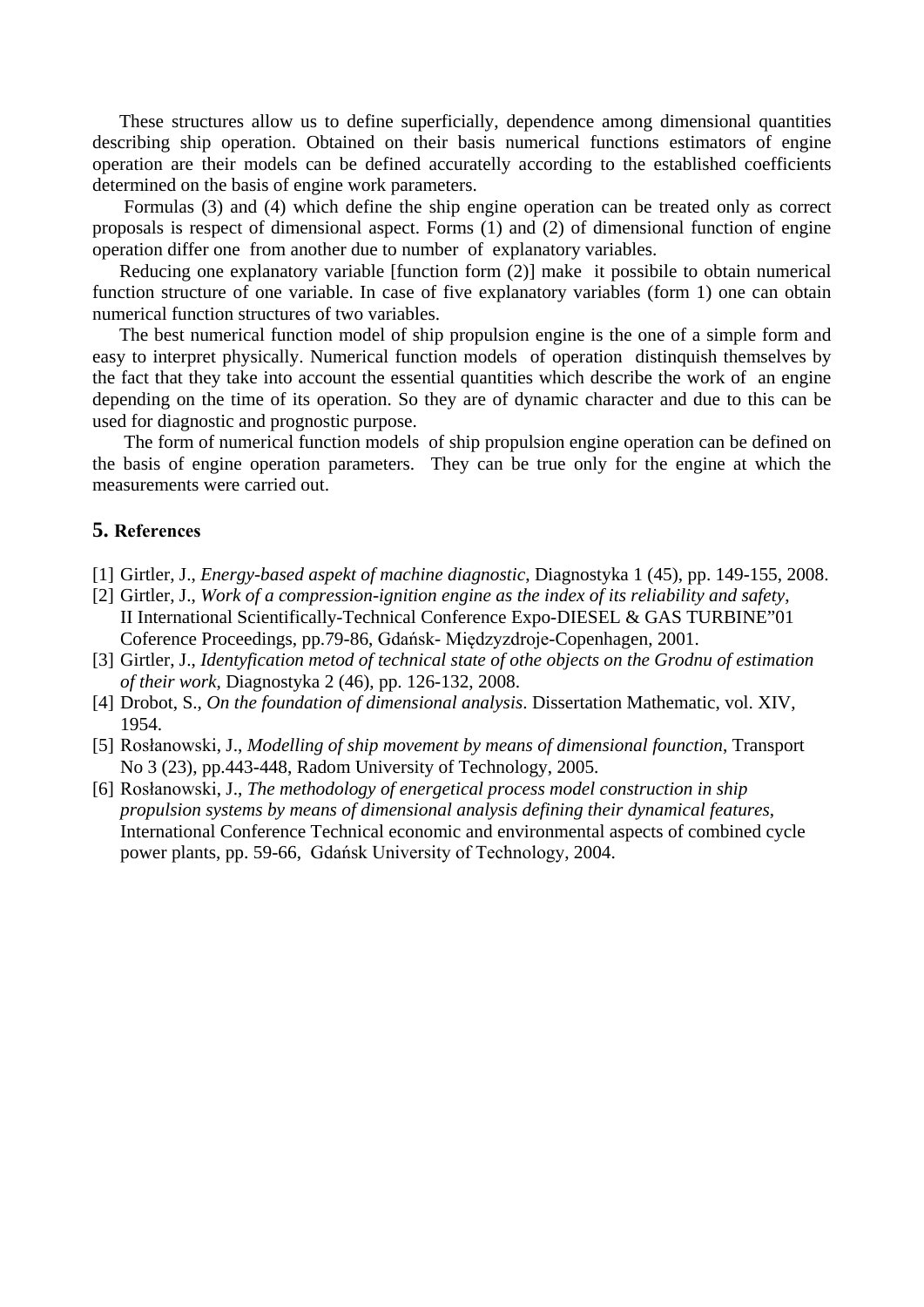These structures allow us to define superficially, dependence among dimensional quantities describing ship operation. Obtained on their basis numerical functions estimators of engine operation are their models can be defined accuratelly according to the established coefficients determined on the basis of engine work parameters.

Formulas (3) and (4) which define the ship engine operation can be treated only as correct proposals is respect of dimensional aspect. Forms (1) and (2) of dimensional function of engine operation differ one from another due to number of explanatory variables.

Reducing one explanatory variable [function form (2)] make it possibile to obtain numerical function structure of one variable. In case of five explanatory variables (form 1) one can obtain numerical function structures of two variables.

The best numerical function model of ship propulsion engine is the one of a simple form and easy to interpret physically. Numerical function models of operation distinquish themselves by the fact that they take into account the essential quantities which describe the work of an engine depending on the time of its operation. So they are of dynamic character and due to this can be used for diagnostic and prognostic purpose.

The form of numerical function models of ship propulsion engine operation can be defined on the basis of engine operation parameters. They can be true only for the engine at which the measurements were carried out.

## 5. References

[1] Girtler, J., *Energy-based aspekt of machine diagnostic*, Diagnostyka 1 (45), pp. 149-155, 2008.

[2] Girtler, J., *Work of a compression-ignition engine as the index of its reliability and safety*, II International Scientifically-Technical Conference Expo-DIESEL & GAS TURBINE"01 Coference Proceedings, pp.79-86, Gdańsk- Międzyzdroje-Copenhagen, 2001.

[3] Girtler, J., *Identyfication metod of technical state of othe objects on the Grodnu of estimation of their work*, Diagnostyka 2 (46), pp. 126-132, 2008.

[4] Drobot, S., *On the foundation of dimensional analysis*. Dissertation Mathematic, vol. XIV, 1954.

[5] Rosłanowski, J., *Modelling of ship movement by means of dimensional founction*, Transport No 3 (23), pp.443-448, Radom University of Technology, 2005.

[6] Rosłanowski, J., *The methodology of energetical process model construction in ship propulsion systems by means of dimensional analysis defining their dynamical features*, International Conference Technical economic and environmental aspects of combined cycle power plants, pp. 59-66, Gdańsk University of Technology, 2004.